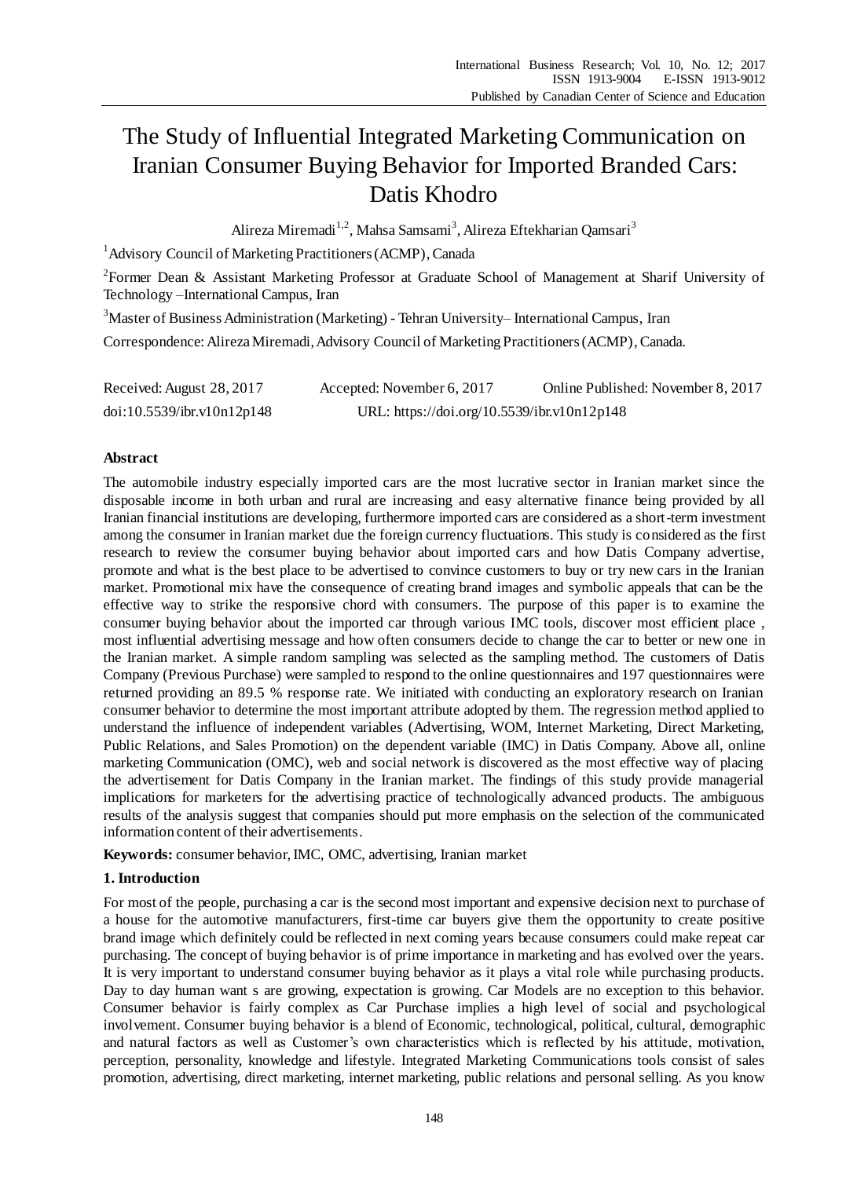# The Study of Influential Integrated Marketing Communication on Iranian Consumer Buying Behavior for Imported Branded Cars: Datis Khodro

Alireza Miremadi[1,2], Mahsa Samsami[3], Alireza Eftekharian Qamsari[3]

[1]Advisory Council of Marketing Practitioners (ACMP), Canada

[2]Former Dean & Assistant Marketing Professor at Graduate School of Management at Sharif University of Technology –International Campus, Iran

[3]Master of Business Administration (Marketing) - Tehran University– International Campus, Iran

Correspondence: Alireza Miremadi, Advisory Council of Marketing Practitioners (ACMP), Canada.

Received: August 28, 2017 Accepted: November 6, 2017 Online Published: November 8, 2017

doi:10.5539/ibr.v10n12p148 URL: https://doi.org/10.5539/ibr.v10n12p148

## Abstract

The automobile industry especially imported cars are the most lucrative sector in Iranian market since the disposable income in both urban and rural are increasing and easy alternative finance being provided by all Iranian financial institutions are developing, furthermore imported cars are considered as a short-term investment among the consumer in Iranian market due the foreign currency fluctuations. This study is considered as the first research to review the consumer buying behavior about imported cars and how Datis Company advertise, promote and what is the best place to be advertised to convince customers to buy or try new cars in the Iranian market. Promotional mix have the consequence of creating brand images and symbolic appeals that can be the effective way to strike the responsive chord with consumers. The purpose of this paper is to examine the consumer buying behavior about the imported car through various IMC tools, discover most efficient place , most influential advertising message and how often consumers decide to change the car to better or new one in the Iranian market. A simple random sampling was selected as the sampling method. The customers of Datis Company (Previous Purchase) were sampled to respond to the online questionnaires and 197 questionnaires were returned providing an 89.5 % response rate. We initiated with conducting an exploratory research on Iranian consumer behavior to determine the most important attribute adopted by them. The regression method applied to understand the influence of independent variables (Advertising, WOM, Internet Marketing, Direct Marketing, Public Relations, and Sales Promotion) on the dependent variable (IMC) in Datis Company. Above all, online marketing Communication (OMC), web and social network is discovered as the most effective way of placing the advertisement for Datis Company in the Iranian market. The findings of this study provide managerial implications for marketers for the advertising practice of technologically advanced products. The ambiguous results of the analysis suggest that companies should put more emphasis on the selection of the communicated information content of their advertisements.

**Keywords:** consumer behavior, IMC, OMC, advertising, Iranian market

## 1. Introduction

For most of the people, purchasing a car is the second most important and expensive decision next to purchase of a house for the automotive manufacturers, first-time car buyers give them the opportunity to create positive brand image which definitely could be reflected in next coming years because consumers could make repeat car purchasing. The concept of buying behavior is of prime importance in marketing and has evolved over the years. It is very important to understand consumer buying behavior as it plays a vital role while purchasing products. Day to day human want s are growing, expectation is growing. Car Models are no exception to this behavior. Consumer behavior is fairly complex as Car Purchase implies a high level of social and psychological involvement. Consumer buying behavior is a blend of Economic, technological, political, cultural, demographic and natural factors as well as Customer's own characteristics which is reflected by his attitude, motivation, perception, personality, knowledge and lifestyle. Integrated Marketing Communications tools consist of sales promotion, advertising, direct marketing, internet marketing, public relations and personal selling. As you know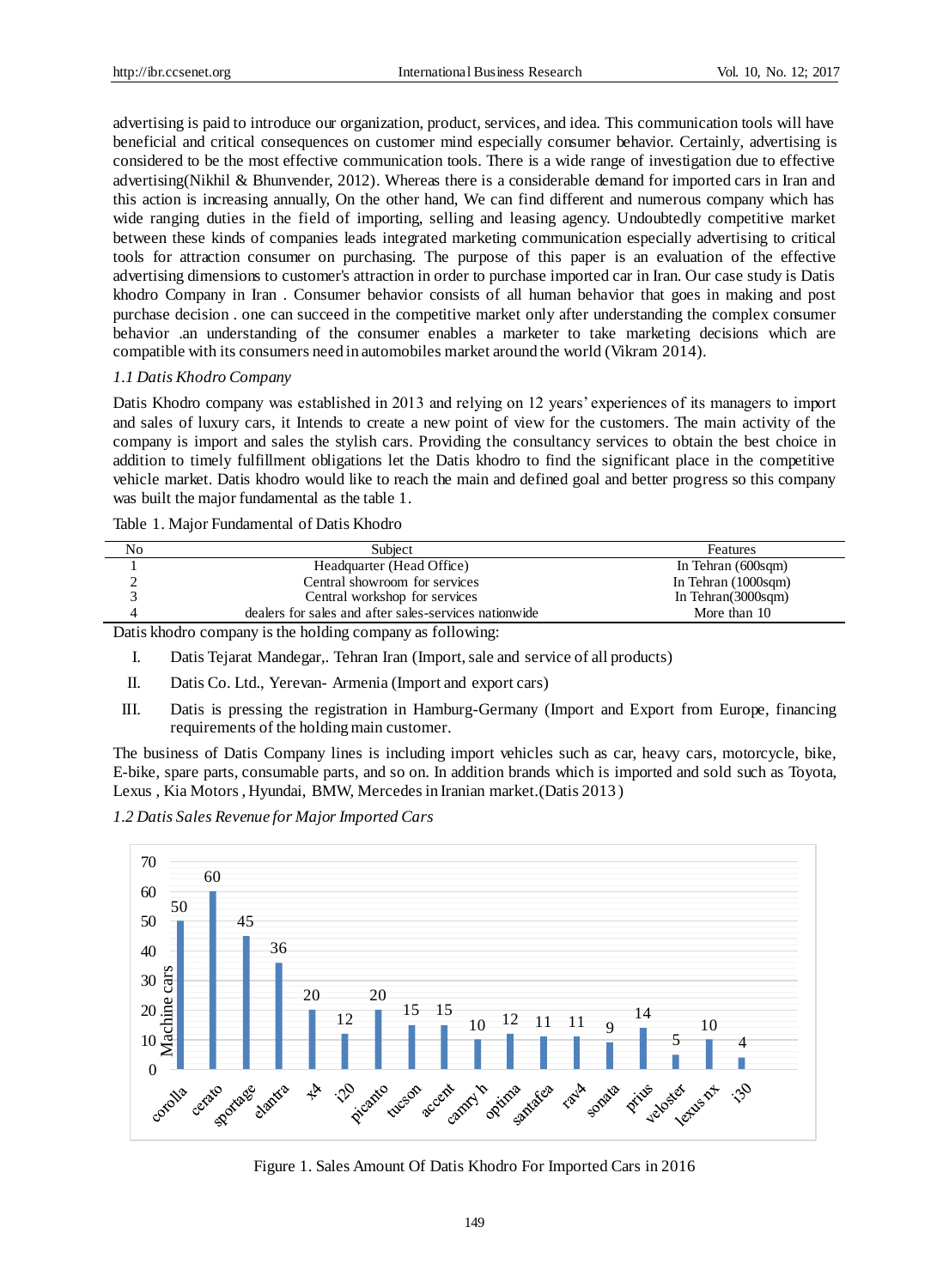advertising is paid to introduce our organization, product, services, and idea. This communication tools will have beneficial and critical consequences on customer mind especially consumer behavior. Certainly, advertising is considered to be the most effective communication tools. There is a wide range of investigation due to effective advertising(Nikhil & Bhunvender, 2012). Whereas there is a considerable demand for imported cars in Iran and this action is increasing annually, On the other hand, We can find different and numerous company which has wide ranging duties in the field of importing, selling and leasing agency. Undoubtedly competitive market between these kinds of companies leads integrated marketing communication especially advertising to critical tools for attraction consumer on purchasing. The purpose of this paper is an evaluation of the effective advertising dimensions to customer's attraction in order to purchase imported car in Iran. Our case study is Datis khodro Company in Iran . Consumer behavior consists of all human behavior that goes in making and post purchase decision . one can succeed in the competitive market only after understanding the complex consumer behavior .an understanding of the consumer enables a marketer to take marketing decisions which are compatible with its consumers need in automobiles market around the world (Vikram 2014).

*1.1 Datis Khodro Company*

Datis Khodro company was established in 2013 and relying on 12 years' experiences of its managers to import and sales of luxury cars, it Intends to create a new point of view for the customers. The main activity of the company is import and sales the stylish cars. Providing the consultancy services to obtain the best choice in addition to timely fulfillment obligations let the Datis khodro to find the significant place in the competitive vehicle market. Datis khodro would like to reach the main and defined goal and better progress so this company was built the major fundamental as the table 1.

Table 1. Major Fundamental of Datis Khodro

| No | Subject | Features |
|---|---|---|
| 1 | Headquarter (Head Office) | In Tehran (600sqm) |
| 2 | Central showroom for services | In Tehran (1000sqm) |
| 3 | Central workshop for services | In Tehran(3000sqm) |
| 4 | dealers for sales and after sales-services nationwide | More than 10 |

Datis khodro company is the holding company as following:

I. Datis Tejarat Mandegar,. Tehran Iran (Import, sale and service of all products)

II. Datis Co. Ltd., Yerevan- Armenia (Import and export cars)

III. Datis is pressing the registration in Hamburg-Germany (Import and Export from Europe, financing requirements of the holding main customer.

The business of Datis Company lines is including import vehicles such as car, heavy cars, motorcycle, bike, E-bike, spare parts, consumable parts, and so on. In addition brands which is imported and sold such as Toyota, Lexus , Kia Motors , Hyundai, BMW, Mercedes in Iranian market.(Datis 2013 )

*1.2 Datis Sales Revenue for Major Imported Cars*

| Model | Machine cars |
|---|---|
| corolla | 50 |
| cerato | 60 |
| sportage | 45 |
| elantra | 36 |
| x4 | 20 |
| i20 | 12 |
| picanto | 20 |
| tucson | 15 |
| accent | 15 |
| camry h | 10 |
| optima | 12 |
| santafea | 11 |
| rav4 | 11 |
| sonata | 9 |
| prius | 14 |
| veloster | 5 |
| lexus nx | 10 |
| i30 | 4 |

Figure 1. Sales Amount Of Datis Khodro For Imported Cars in 2016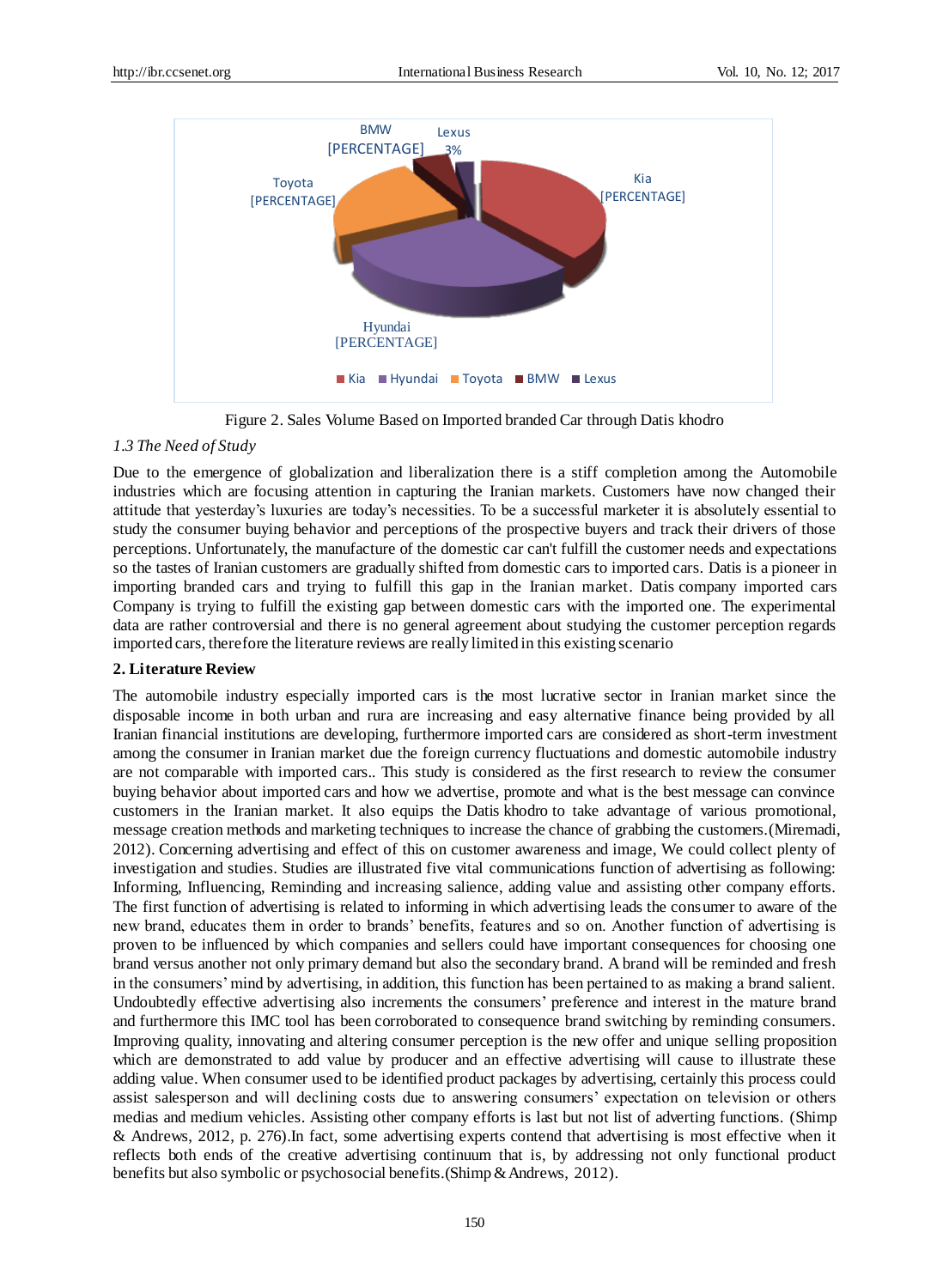Figure 2. Sales Volume Based on Imported branded Car through Datis khodro

### 1.3 The Need of Study

Due to the emergence of globalization and liberalization there is a stiff completion among the Automobile industries which are focusing attention in capturing the Iranian markets. Customers have now changed their attitude that yesterday's luxuries are today's necessities. To be a successful marketer it is absolutely essential to study the consumer buying behavior and perceptions of the prospective buyers and track their drivers of those perceptions. Unfortunately, the manufacture of the domestic car can't fulfill the customer needs and expectations so the tastes of Iranian customers are gradually shifted from domestic cars to imported cars. Datis is a pioneer in importing branded cars and trying to fulfill this gap in the Iranian market. Datis company imported cars Company is trying to fulfill the existing gap between domestic cars with the imported one. The experimental data are rather controversial and there is no general agreement about studying the customer perception regards imported cars, therefore the literature reviews are really limited in this existing scenario

## 2. Literature Review

The automobile industry especially imported cars is the most lucrative sector in Iranian market since the disposable income in both urban and rura are increasing and easy alternative finance being provided by all Iranian financial institutions are developing, furthermore imported cars are considered as short-term investment among the consumer in Iranian market due the foreign currency fluctuations and domestic automobile industry are not comparable with imported cars.. This study is considered as the first research to review the consumer buying behavior about imported cars and how we advertise, promote and what is the best message can convince customers in the Iranian market. It also equips the Datis khodro to take advantage of various promotional, message creation methods and marketing techniques to increase the chance of grabbing the customers.(Miremadi, 2012). Concerning advertising and effect of this on customer awareness and image, We could collect plenty of investigation and studies. Studies are illustrated five vital communications function of advertising as following: Informing, Influencing, Reminding and increasing salience, adding value and assisting other company efforts. The first function of advertising is related to informing in which advertising leads the consumer to aware of the new brand, educates them in order to brands' benefits, features and so on. Another function of advertising is proven to be influenced by which companies and sellers could have important consequences for choosing one brand versus another not only primary demand but also the secondary brand. A brand will be reminded and fresh in the consumers' mind by advertising, in addition, this function has been pertained to as making a brand salient. Undoubtedly effective advertising also increments the consumers' preference and interest in the mature brand and furthermore this IMC tool has been corroborated to consequence brand switching by reminding consumers. Improving quality, innovating and altering consumer perception is the new offer and unique selling proposition which are demonstrated to add value by producer and an effective advertising will cause to illustrate these adding value. When consumer used to be identified product packages by advertising, certainly this process could assist salesperson and will declining costs due to answering consumers' expectation on television or others medias and medium vehicles. Assisting other company efforts is last but not list of adverting functions. (Shimp & Andrews, 2012, p. 276).In fact, some advertising experts contend that advertising is most effective when it reflects both ends of the creative advertising continuum that is, by addressing not only functional product benefits but also symbolic or psychosocial benefits.(Shimp & Andrews, 2012).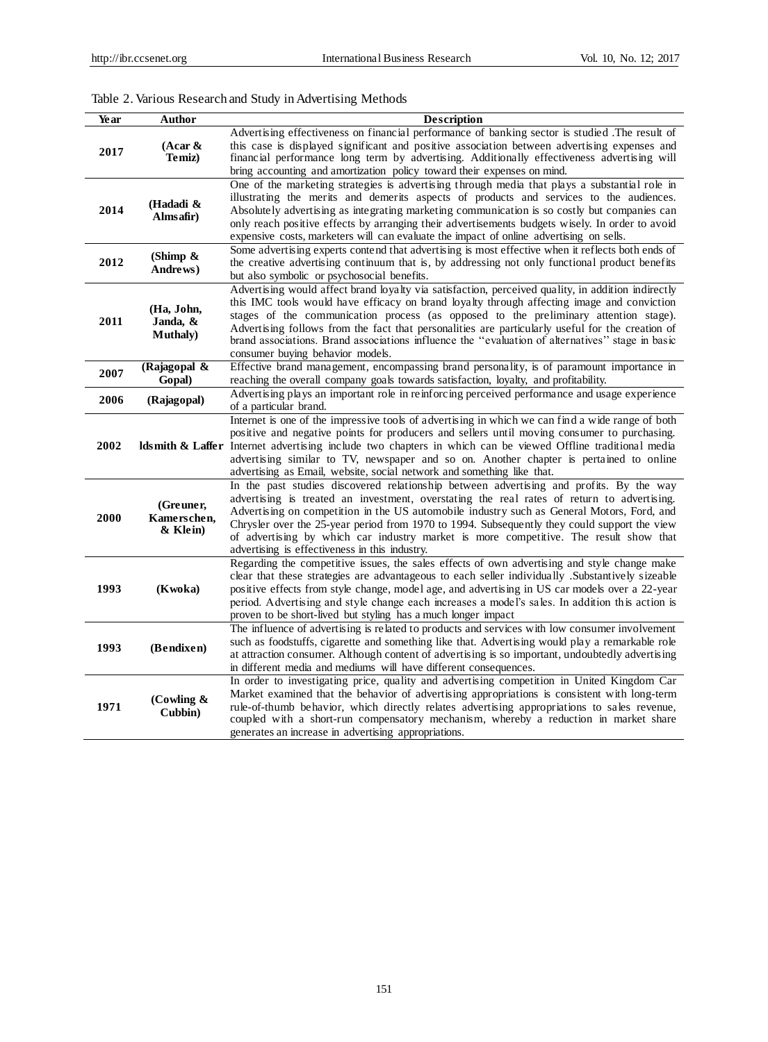Table 2. Various Research and Study in Advertising Methods

| Year | Author | Description |
|---|---|---|
| 2017 | (Acar & Temiz) | Advertising effectiveness on financial performance of banking sector is studied .The result of this case is displayed significant and positive association between advertising expenses and financial performance long term by advertising. Additionally effectiveness advertising will bring accounting and amortization policy toward their expenses on mind. |
| 2014 | (Hadadi & Almsafir) | One of the marketing strategies is advertising through media that plays a substantial role in illustrating the merits and demerits aspects of products and services to the audiences. Absolutely advertising as integrating marketing communication is so costly but companies can only reach positive effects by arranging their advertisements budgets wisely. In order to avoid expensive costs, marketers will can evaluate the impact of online advertising on sells. |
| 2012 | (Shimp & Andrews) | Some advertising experts contend that advertising is most effective when it reflects both ends of the creative advertising continuum that is, by addressing not only functional product benefits but also symbolic or psychosocial benefits. |
| 2011 | (Ha, John, Janda, & Muthaly) | Advertising would affect brand loyalty via satisfaction, perceived quality, in addition indirectly this IMC tools would have efficacy on brand loyalty through affecting image and conviction stages of the communication process (as opposed to the preliminary attention stage). Advertising follows from the fact that personalities are particularly useful for the creation of brand associations. Brand associations influence the ''evaluation of alternatives'' stage in basic consumer buying behavior models. |
| 2007 | (Rajagopal & Gopal) | Effective brand management, encompassing brand personality, is of paramount importance in reaching the overall company goals towards satisfaction, loyalty, and profitability. |
| 2006 | (Rajagopal) | Advertising plays an important role in reinforcing perceived performance and usage experience of a particular brand. |
| 2002 | ldsmith & Laffer | Internet is one of the impressive tools of advertising in which we can find a wide range of both positive and negative points for producers and sellers until moving consumer to purchasing. Internet advertising include two chapters in which can be viewed Offline traditional media advertising similar to TV, newspaper and so on. Another chapter is pertained to online advertising as Email, website, social network and something like that. |
| 2000 | (Greuner, Kamerschen, & Klein) | In the past studies discovered relationship between advertising and profits. By the way advertising is treated an investment, overstating the real rates of return to advertising. Advertising on competition in the US automobile industry such as General Motors, Ford, and Chrysler over the 25-year period from 1970 to 1994. Subsequently they could support the view of advertising by which car industry market is more competitive. The result show that advertising is effectiveness in this industry. |
| 1993 | (Kwoka) | Regarding the competitive issues, the sales effects of own advertising and style change make clear that these strategies are advantageous to each seller individually .Substantively sizeable positive effects from style change, model age, and advertising in US car models over a 22-year period. Advertising and style change each increases a model's sales. In addition this action is proven to be short-lived but styling has a much longer impact |
| 1993 | (Bendixen) | The influence of advertising is related to products and services with low consumer involvement such as foodstuffs, cigarette and something like that. Advertising would play a remarkable role at attraction consumer. Although content of advertising is so important, undoubtedly advertising in different media and mediums will have different consequences. |
| 1971 | (Cowling & Cubbin) | In order to investigating price, quality and advertising competition in United Kingdom Car Market examined that the behavior of advertising appropriations is consistent with long-term rule-of-thumb behavior, which directly relates advertising appropriations to sales revenue, coupled with a short-run compensatory mechanism, whereby a reduction in market share generates an increase in advertising appropriations. |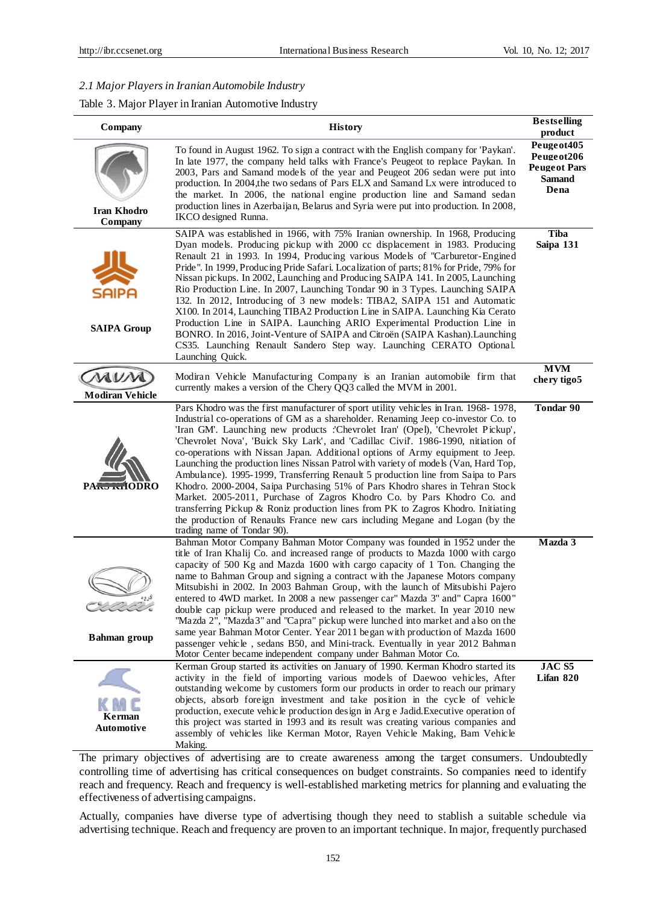*2.1 Major Players in Iranian Automobile Industry*

Table 3. Major Player in Iranian Automotive Industry

| Company | History | Bestselling product |
|---|---|---|
| Iran Khodro Company | To found in August 1962. To sign a contract with the English company for 'Paykan'. In late 1977, the company held talks with France's Peugeot to replace Paykan. In 2003, Pars and Samand models of the year and Peugeot 206 sedan were put into production. In 2004,the two sedans of Pars ELX and Samand Lx were introduced to the market. In 2006, the national engine production line and Samand sedan production lines in Azerbaijan, Belarus and Syria were put into production. In 2008, IKCO designed Runna. | Peugeot405 Peugeot206 Peugeot Pars Samand Dena |
| SAIPA Group | SAIPA was established in 1966, with 75% Iranian ownership. In 1968, Producing Dyan models. Producing pickup with 2000 cc displacement in 1983. Producing Renault 21 in 1993. In 1994, Producing various Models of "Carburetor-Engined Pride". In 1999, Producing Pride Safari. Localization of parts; 81% for Pride, 79% for Nissan pickups. In 2002, Launching and Producing SAIPA 141. In 2005, Launching Rio Production Line. In 2007, Launching Tondar 90 in 3 Types. Launching SAIPA 132. In 2012, Introducing of 3 new models: TIBA2, SAIPA 151 and Automatic X100. In 2014, Launching TIBA2 Production Line in SAIPA. Launching Kia Cerato Production Line in SAIPA. Launching ARIO Experimental Production Line in BONRO. In 2016, Joint-Venture of SAIPA and Citroën (SAIPA Kashan).Launching CS35. Launching Renault Sandero Step way. Launching CERATO Optional. Launching Quick. | Tiba Saipa 131 |
| Modiran Vehicle | Modiran Vehicle Manufacturing Company is an Iranian automobile firm that currently makes a version of the Chery QQ3 called the MVM in 2001. | MVM chery tigo5 |
| PARS KHODRO | Pars Khodro was the first manufacturer of sport utility vehicles in Iran. 1968- 1978, Industrial co-operations of GM as a shareholder. Renaming Jeep co-investor Co. to 'Iran GM'. Launching new products :'Chevrolet Iran' (Opel), 'Chevrolet Pickup', 'Chevrolet Nova', 'Buick Sky Lark', and 'Cadillac Civil'. 1986-1990, nitiation of co-operations with Nissan Japan. Additional options of Army equipment to Jeep. Launching the production lines Nissan Patrol with variety of models (Van, Hard Top, Ambulance). 1995-1999, Transferring Renault 5 production line from Saipa to Pars Khodro. 2000-2004, Saipa Purchasing 51% of Pars Khodro shares in Tehran Stock Market. 2005-2011, Purchase of Zagros Khodro Co. by Pars Khodro Co. and transferring Pickup & Roniz production lines from PK to Zagros Khodro. Initiating the production of Renaults France new cars including Megane and Logan (by the trading name of Tondar 90). | Tondar 90 |
| Bahman group | Bahman Motor Company Bahman Motor Company was founded in 1952 under the title of Iran Khalij Co. and increased range of products to Mazda 1000 with cargo capacity of 500 Kg and Mazda 1600 with cargo capacity of 1 Ton. Changing the name to Bahman Group and signing a contract with the Japanese Motors company Mitsubishi in 2002. In 2003 Bahman Group, with the launch of Mitsubishi Pajero entered to 4WD market. In 2008 a new passenger car" Mazda 3" and" Capra 1600" double cap pickup were produced and released to the market. In year 2010 new "Mazda 2", "Mazda3" and "Capra" pickup were lunched into market and also on the same year Bahman Motor Center. Year 2011 began with production of Mazda 1600 passenger vehicle , sedans B50, and Mini-track. Eventually in year 2012 Bahman Motor Center became independent company under Bahman Motor Co. | Mazda 3 |
| Kerman Automotive | Kerman Group started its activities on January of 1990. Kerman Khodro started its activity in the field of importing various models of Daewoo vehicles, After outstanding welcome by customers form our products in order to reach our primary objects, absorb foreign investment and take position in the cycle of vehicle production, execute vehicle production design in Arg e Jadid.Executive operation of this project was started in 1993 and its result was creating various companies and assembly of vehicles like Kerman Motor, Rayen Vehicle Making, Bam Vehicle Making. | JAC S5 Lifan 820 |

The primary objectives of advertising are to create awareness among the target consumers. Undoubtedly controlling time of advertising has critical consequences on budget constraints. So companies need to identify reach and frequency. Reach and frequency is well-established marketing metrics for planning and evaluating the effectiveness of advertising campaigns.

Actually, companies have diverse type of advertising though they need to stablish a suitable schedule via advertising technique. Reach and frequency are proven to an important technique. In major, frequently purchased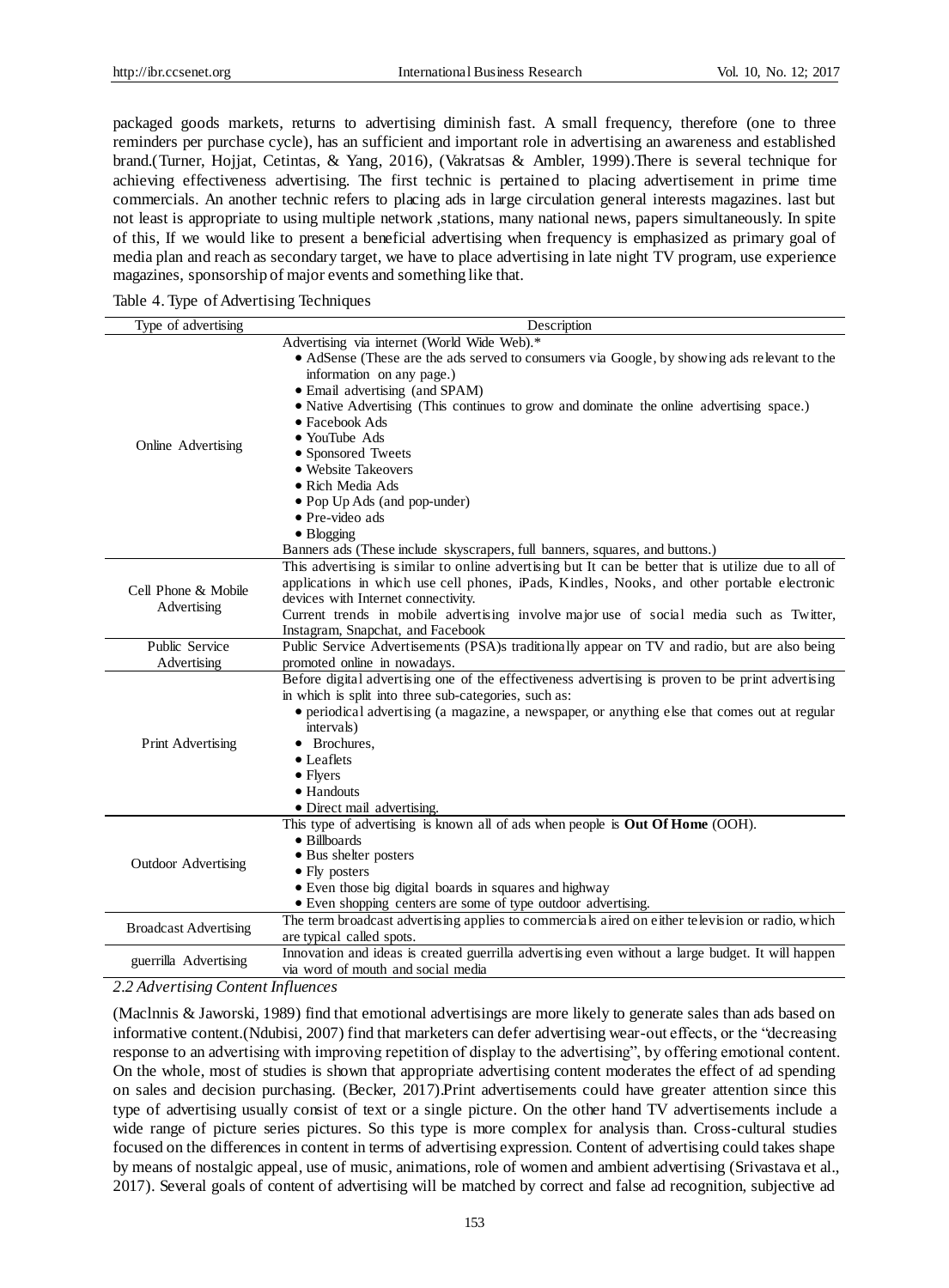packaged goods markets, returns to advertising diminish fast. A small frequency, therefore (one to three reminders per purchase cycle), has an sufficient and important role in advertising an awareness and established brand.(Turner, Hojjat, Cetintas, & Yang, 2016), (Vakratsas & Ambler, 1999).There is several technique for achieving effectiveness advertising. The first technic is pertained to placing advertisement in prime time commercials. An another technic refers to placing ads in large circulation general interests magazines. last but not least is appropriate to using multiple network ,stations, many national news, papers simultaneously. In spite of this, If we would like to present a beneficial advertising when frequency is emphasized as primary goal of media plan and reach as secondary target, we have to place advertising in late night TV program, use experience magazines, sponsorship of major events and something like that.

Table 4. Type of Advertising Techniques

| Type of advertising | Description |
|---|---|
| Online Advertising | Advertising via internet (World Wide Web).* <br>• AdSense (These are the ads served to consumers via Google, by showing ads relevant to the information on any page.) <br>• Email advertising (and SPAM) <br>• Native Advertising (This continues to grow and dominate the online advertising space.) <br>• Facebook Ads <br>• YouTube Ads <br>• Sponsored Tweets <br>• Website Takeovers <br>• Rich Media Ads <br>• Pop Up Ads (and pop-under) <br>• Pre-video ads <br>• Blogging <br>Banners ads (These include skyscrapers, full banners, squares, and buttons.) |
| Cell Phone & Mobile Advertising | This advertising is similar to online advertising but It can be better that is utilize due to all of applications in which use cell phones, iPads, Kindles, Nooks, and other portable electronic devices with Internet connectivity. <br>Current trends in mobile advertising involve major use of social media such as Twitter, Instagram, Snapchat, and Facebook |
| Public Service Advertising | Public Service Advertisements (PSA)s traditionally appear on TV and radio, but are also being promoted online in nowadays. |
| Print Advertising | Before digital advertising one of the effectiveness advertising is proven to be print advertising in which is split into three sub-categories, such as: <br>• periodical advertising (a magazine, a newspaper, or anything else that comes out at regular intervals) <br>• Brochures, <br>• Leaflets <br>• Flyers <br>• Handouts <br>• Direct mail advertising. |
| Outdoor Advertising | This type of advertising is known all of ads when people is **Out Of Home** (OOH). <br>• Billboards <br>• Bus shelter posters <br>• Fly posters <br>• Even those big digital boards in squares and highway <br>• Even shopping centers are some of type outdoor advertising. |
| Broadcast Advertising | The term broadcast advertising applies to commercials aired on either television or radio, which are typical called spots. |
| guerrilla Advertising | Innovation and ideas is created guerrilla advertising even without a large budget. It will happen via word of mouth and social media |

### *2.2 Advertising Content Influences*

(Maclnnis & Jaworski, 1989) find that emotional advertisings are more likely to generate sales than ads based on informative content.(Ndubisi, 2007) find that marketers can defer advertising wear-out effects, or the "decreasing response to an advertising with improving repetition of display to the advertising", by offering emotional content. On the whole, most of studies is shown that appropriate advertising content moderates the effect of ad spending on sales and decision purchasing. (Becker, 2017).Print advertisements could have greater attention since this type of advertising usually consist of text or a single picture. On the other hand TV advertisements include a wide range of picture series pictures. So this type is more complex for analysis than. Cross-cultural studies focused on the differences in content in terms of advertising expression. Content of advertising could takes shape by means of nostalgic appeal, use of music, animations, role of women and ambient advertising (Srivastava et al., 2017). Several goals of content of advertising will be matched by correct and false ad recognition, subjective ad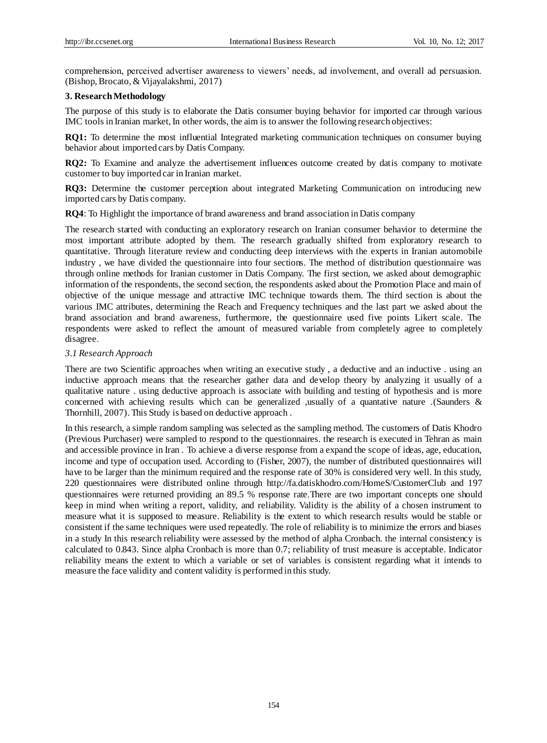comprehension, perceived advertiser awareness to viewers' needs, ad involvement, and overall ad persuasion. (Bishop, Brocato, & Vijayalakshmi, 2017)

## 3. Research Methodology

The purpose of this study is to elaborate the Datis consumer buying behavior for imported car through various IMC tools in Iranian market, In other words, the aim is to answer the following research objectives:

**RQ1:** To determine the most influential Integrated marketing communication techniques on consumer buying behavior about imported cars by Datis Company.

**RQ2:** To Examine and analyze the advertisement influences outcome created by datis company to motivate customer to buy imported car in Iranian market.

**RQ3:** Determine the customer perception about integrated Marketing Communication on introducing new imported cars by Datis company.

**RQ4**: To Highlight the importance of brand awareness and brand association in Datis company

The research started with conducting an exploratory research on Iranian consumer behavior to determine the most important attribute adopted by them. The research gradually shifted from exploratory research to quantitative. Through literature review and conducting deep interviews with the experts in Iranian automobile industry , we have divided the questionnaire into four sections. The method of distribution questionnaire was through online methods for Iranian customer in Datis Company. The first section, we asked about demographic information of the respondents, the second section, the respondents asked about the Promotion Place and main of objective of the unique message and attractive IMC technique towards them. The third section is about the various IMC attributes, determining the Reach and Frequency techniques and the last part we asked about the brand association and brand awareness, furthermore, the questionnaire used five points Likert scale. The respondents were asked to reflect the amount of measured variable from completely agree to completely disagree.

### *3.1 Research Approach*

There are two Scientific approaches when writing an executive study , a deductive and an inductive . using an inductive approach means that the researcher gather data and develop theory by analyzing it usually of a qualitative nature . using deductive approach is associate with building and testing of hypothesis and is more concerned with achieving results which can be generalized ,usually of a quantative nature .(Saunders & Thornhill, 2007). This Study is based on deductive approach .

In this research, a simple random sampling was selected as the sampling method. The customers of Datis Khodro (Previous Purchaser) were sampled to respond to the questionnaires. the research is executed in Tehran as main and accessible province in Iran . To achieve a diverse response from a expand the scope of ideas, age, education, income and type of occupation used. According to (Fisher, 2007), the number of distributed questionnaires will have to be larger than the minimum required and the response rate of 30% is considered very well. In this study, 220 questionnaires were distributed online through http://fa.datiskhodro.com/HomeS/CustomerClub and 197 questionnaires were returned providing an 89.5 % response rate.There are two important concepts one should keep in mind when writing a report, validity, and reliability. Validity is the ability of a chosen instrument to measure what it is supposed to measure. Reliability is the extent to which research results would be stable or consistent if the same techniques were used repeatedly. The role of reliability is to minimize the errors and biases in a study In this research reliability were assessed by the method of alpha Cronbach. the internal consistency is calculated to 0.843. Since alpha Cronbach is more than 0.7; reliability of trust measure is acceptable. Indicator reliability means the extent to which a variable or set of variables is consistent regarding what it intends to measure the face validity and content validity is performed in this study.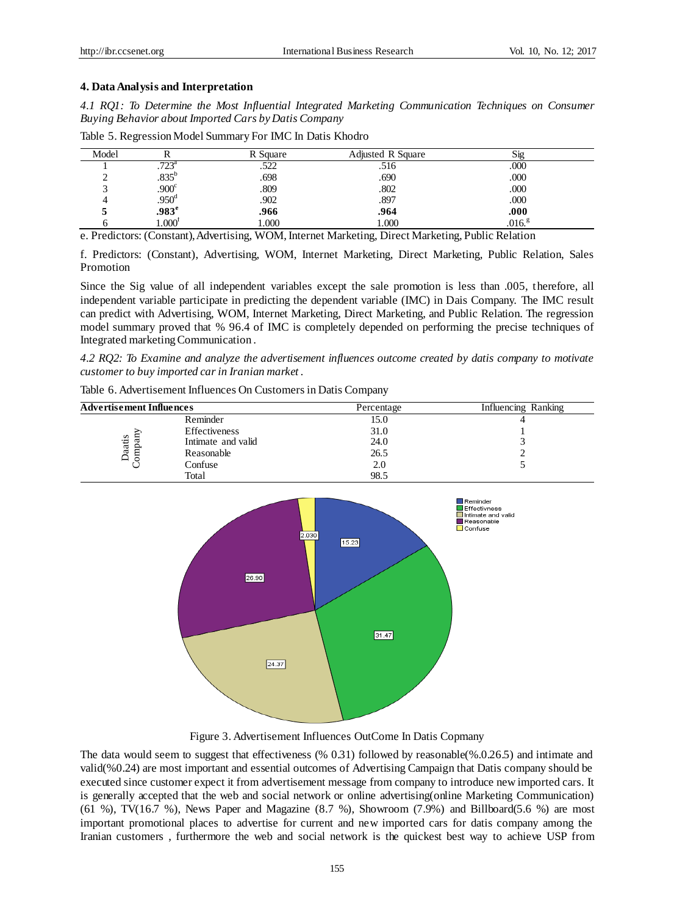## 4. Data Analysis and Interpretation

### *4.1 RQ1: To Determine the Most Influential Integrated Marketing Communication Techniques on Consumer Buying Behavior about Imported Cars by Datis Company*

Table 5. Regression Model Summary For IMC In Datis Khodro

| Model | R | R Square | Adjusted R Square | Sig |
|---|---|---|---|---|
| 1 | .723[a] | .522 | .516 | .000 |
| 2 | .835[b] | .698 | .690 | .000 |
| 3 | .900[c] | .809 | .802 | .000 |
| 4 | .950[d] | .902 | .897 | .000 |
| **5** | **.983[e]** | **.966** | **.964** | **.000** |
| 6 | 1.000[f] | 1.000 | 1.000 | .016.[g] |

e. Predictors: (Constant), Advertising, WOM, Internet Marketing, Direct Marketing, Public Relation

f. Predictors: (Constant), Advertising, WOM, Internet Marketing, Direct Marketing, Public Relation, Sales Promotion

Since the Sig value of all independent variables except the sale promotion is less than .005, therefore, all independent variable participate in predicting the dependent variable (IMC) in Dais Company. The IMC result can predict with Advertising, WOM, Internet Marketing, Direct Marketing, and Public Relation. The regression model summary proved that % 96.4 of IMC is completely depended on performing the precise techniques of Integrated marketing Communication .

### *4.2 RQ2: To Examine and analyze the advertisement influences outcome created by datis company to motivate customer to buy imported car in Iranian market .*

Table 6. Advertisement Influences On Customers in Datis Company

| **Advertisement Influences** | | Percentage | Influencing Ranking |
|---|---|---|---|
| Daatis Company | Reminder | 15.0 | 4 |
| | Effectiveness | 31.0 | 1 |
| | Intimate and valid | 24.0 | 3 |
| | Reasonable | 26.5 | 2 |
| | Confuse | 2.0 | 5 |
| | Total | 98.5 | |

Figure 3. Advertisement Influences OutCome In Datis Copmany

The data would seem to suggest that effectiveness (% 0.31) followed by reasonable(%.0.26.5) and intimate and valid(%0.24) are most important and essential outcomes of Advertising Campaign that Datis company should be executed since customer expect it from advertisement message from company to introduce new imported cars. It is generally accepted that the web and social network or online advertising(online Marketing Communication) (61 %), TV(16.7 %), News Paper and Magazine (8.7 %), Showroom (7.9%) and Billboard(5.6 %) are most important promotional places to advertise for current and new imported cars for datis company among the Iranian customers , furthermore the web and social network is the quickest best way to achieve USP from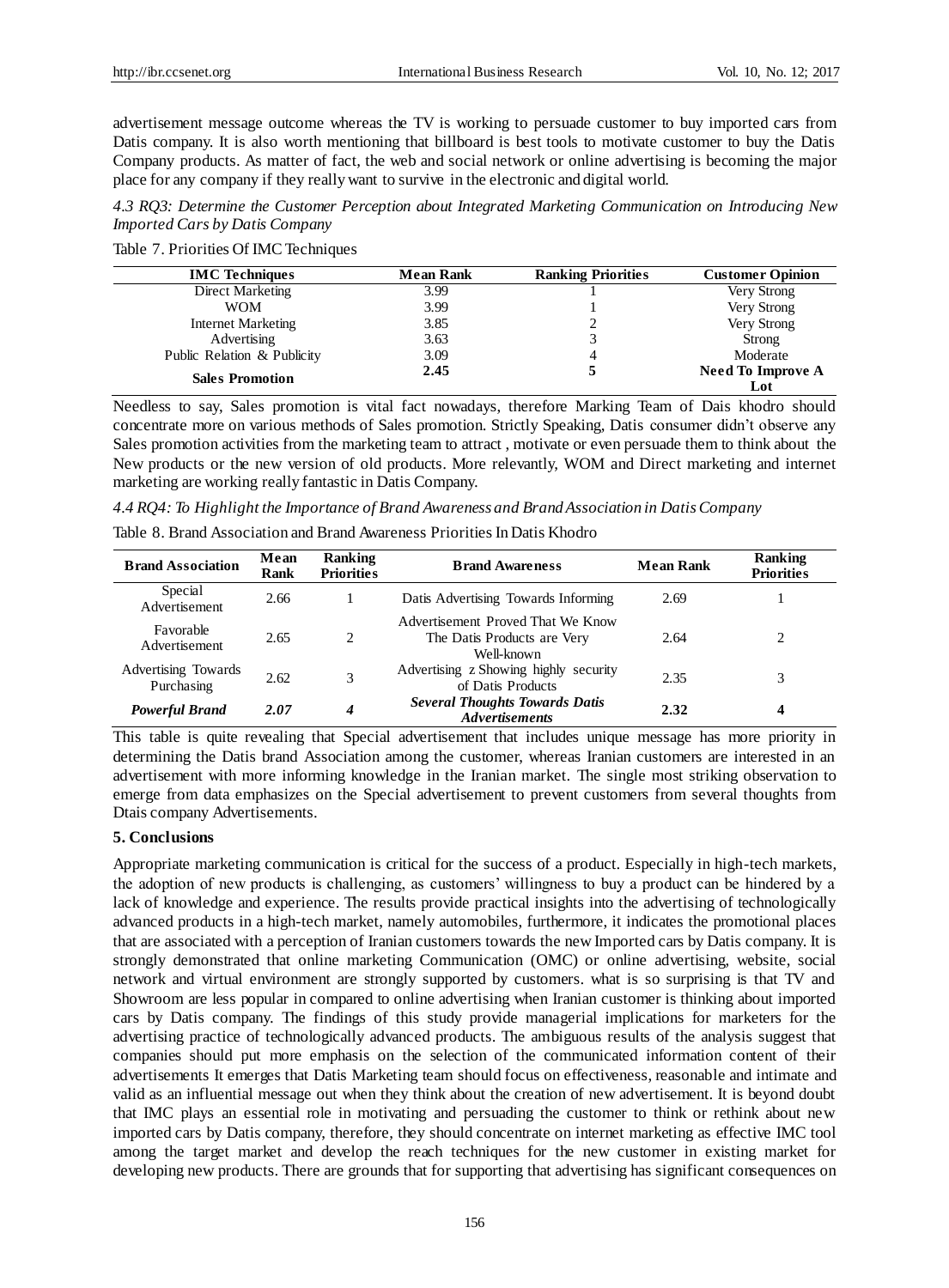advertisement message outcome whereas the TV is working to persuade customer to buy imported cars from Datis company. It is also worth mentioning that billboard is best tools to motivate customer to buy the Datis Company products. As matter of fact, the web and social network or online advertising is becoming the major place for any company if they really want to survive in the electronic and digital world.

### *4.3 RQ3: Determine the Customer Perception about Integrated Marketing Communication on Introducing New Imported Cars by Datis Company*

Table 7. Priorities Of IMC Techniques

| IMC Techniques | Mean Rank | Ranking Priorities | Customer Opinion |
|---|---|---|---|
| Direct Marketing | 3.99 | 1 | Very Strong |
| WOM | 3.99 | 1 | Very Strong |
| Internet Marketing | 3.85 | 2 | Very Strong |
| Advertising | 3.63 | 3 | Strong |
| Public Relation & Publicity | 3.09 | 4 | Moderate |
| **Sales Promotion** | **2.45** | **5** | **Need To Improve A Lot** |

Needless to say, Sales promotion is vital fact nowadays, therefore Marking Team of Dais khodro should concentrate more on various methods of Sales promotion. Strictly Speaking, Datis consumer didn't observe any Sales promotion activities from the marketing team to attract , motivate or even persuade them to think about the New products or the new version of old products. More relevantly, WOM and Direct marketing and internet marketing are working really fantastic in Datis Company.

### *4.4 RQ4: To Highlight the Importance of Brand Awareness and Brand Association in Datis Company*

Table 8. Brand Association and Brand Awareness Priorities In Datis Khodro

| Brand Association | Mean Rank | Ranking Priorities | Brand Awareness | Mean Rank | Ranking Priorities |
|---|---|---|---|---|---|
| Special Advertisement | 2.66 | 1 | Datis Advertising Towards Informing | 2.69 | 1 |
| Favorable Advertisement | 2.65 | 2 | Advertisement Proved That We Know The Datis Products are Very Well-known | 2.64 | 2 |
| Advertising Towards Purchasing | 2.62 | 3 | Advertising z Showing highly security of Datis Products | 2.35 | 3 |
| ***Powerful Brand*** | ***2.07*** | ***4*** | ***Several Thoughts Towards Datis Advertisements*** | **2.32** | **4** |

This table is quite revealing that Special advertisement that includes unique message has more priority in determining the Datis brand Association among the customer, whereas Iranian customers are interested in an advertisement with more informing knowledge in the Iranian market. The single most striking observation to emerge from data emphasizes on the Special advertisement to prevent customers from several thoughts from Dtais company Advertisements.

## 5. Conclusions

Appropriate marketing communication is critical for the success of a product. Especially in high-tech markets, the adoption of new products is challenging, as customers' willingness to buy a product can be hindered by a lack of knowledge and experience. The results provide practical insights into the advertising of technologically advanced products in a high-tech market, namely automobiles, furthermore, it indicates the promotional places that are associated with a perception of Iranian customers towards the new Imported cars by Datis company. It is strongly demonstrated that online marketing Communication (OMC) or online advertising, website, social network and virtual environment are strongly supported by customers. what is so surprising is that TV and Showroom are less popular in compared to online advertising when Iranian customer is thinking about imported cars by Datis company. The findings of this study provide managerial implications for marketers for the advertising practice of technologically advanced products. The ambiguous results of the analysis suggest that companies should put more emphasis on the selection of the communicated information content of their advertisements It emerges that Datis Marketing team should focus on effectiveness, reasonable and intimate and valid as an influential message out when they think about the creation of new advertisement. It is beyond doubt that IMC plays an essential role in motivating and persuading the customer to think or rethink about new imported cars by Datis company, therefore, they should concentrate on internet marketing as effective IMC tool among the target market and develop the reach techniques for the new customer in existing market for developing new products. There are grounds that for supporting that advertising has significant consequences on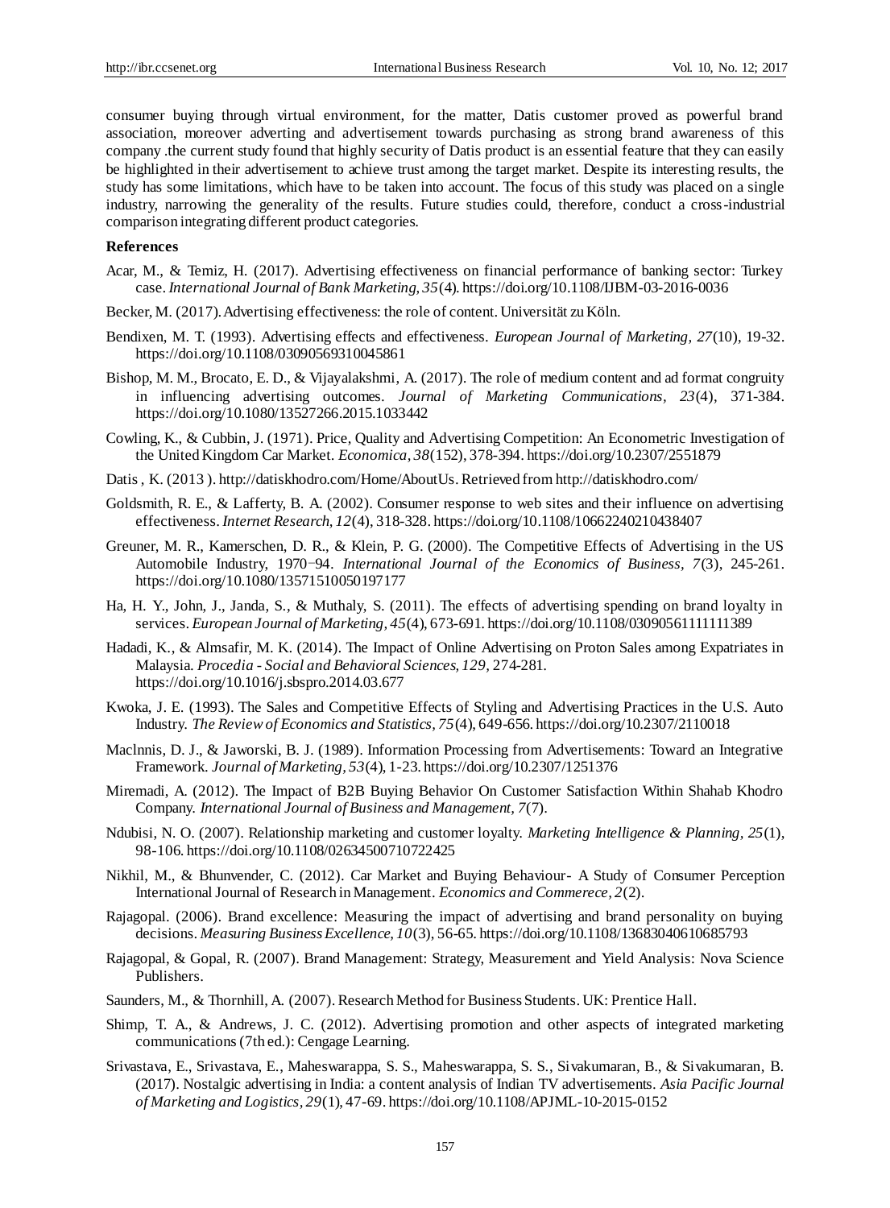consumer buying through virtual environment, for the matter, Datis customer proved as powerful brand association, moreover adverting and advertisement towards purchasing as strong brand awareness of this company .the current study found that highly security of Datis product is an essential feature that they can easily be highlighted in their advertisement to achieve trust among the target market. Despite its interesting results, the study has some limitations, which have to be taken into account. The focus of this study was placed on a single industry, narrowing the generality of the results. Future studies could, therefore, conduct a cross-industrial comparison integrating different product categories.

**References**

Acar, M., & Temiz, H. (2017). Advertising effectiveness on financial performance of banking sector: Turkey case. *International Journal of Bank Marketing, 35*(4). https://doi.org/10.1108/IJBM-03-2016-0036

Becker, M. (2017). Advertising effectiveness: the role of content. Universität zu Köln.

Bendixen, M. T. (1993). Advertising effects and effectiveness. *European Journal of Marketing, 27*(10), 19-32. https://doi.org/10.1108/03090569310045861

Bishop, M. M., Brocato, E. D., & Vijayalakshmi, A. (2017). The role of medium content and ad format congruity in influencing advertising outcomes. *Journal of Marketing Communications, 23*(4), 371-384. https://doi.org/10.1080/13527266.2015.1033442

Cowling, K., & Cubbin, J. (1971). Price, Quality and Advertising Competition: An Econometric Investigation of the United Kingdom Car Market. *Economica, 38*(152), 378-394. https://doi.org/10.2307/2551879

Datis , K. (2013 ). http://datiskhodro.com/Home/AboutUs. Retrieved from http://datiskhodro.com/

Goldsmith, R. E., & Lafferty, B. A. (2002). Consumer response to web sites and their influence on advertising effectiveness. *Internet Research, 12*(4), 318-328. https://doi.org/10.1108/10662240210438407

Greuner, M. R., Kamerschen, D. R., & Klein, P. G. (2000). The Competitive Effects of Advertising in the US Automobile Industry, 1970–94. *International Journal of the Economics of Business, 7*(3), 245-261. https://doi.org/10.1080/13571510050197177

Ha, H. Y., John, J., Janda, S., & Muthaly, S. (2011). The effects of advertising spending on brand loyalty in services. *European Journal of Marketing, 45*(4), 673-691. https://doi.org/10.1108/03090561111111389

Hadadi, K., & Almsafir, M. K. (2014). The Impact of Online Advertising on Proton Sales among Expatriates in Malaysia. *Procedia - Social and Behavioral Sciences, 129*, 274-281. https://doi.org/10.1016/j.sbspro.2014.03.677

Kwoka, J. E. (1993). The Sales and Competitive Effects of Styling and Advertising Practices in the U.S. Auto Industry. *The Review of Economics and Statistics, 75*(4), 649-656. https://doi.org/10.2307/2110018

Maclnnis, D. J., & Jaworski, B. J. (1989). Information Processing from Advertisements: Toward an Integrative Framework. *Journal of Marketing, 53*(4), 1-23. https://doi.org/10.2307/1251376

Miremadi, A. (2012). The Impact of B2B Buying Behavior On Customer Satisfaction Within Shahab Khodro Company. *International Journal of Business and Management, 7*(7).

Ndubisi, N. O. (2007). Relationship marketing and customer loyalty. *Marketing Intelligence & Planning, 25*(1), 98-106. https://doi.org/10.1108/02634500710722425

Nikhil, M., & Bhunvender, C. (2012). Car Market and Buying Behaviour- A Study of Consumer Perception International Journal of Research in Management. *Economics and Commerece, 2*(2).

Rajagopal. (2006). Brand excellence: Measuring the impact of advertising and brand personality on buying decisions. *Measuring Business Excellence, 10*(3), 56-65. https://doi.org/10.1108/13683040610685793

Rajagopal, & Gopal, R. (2007). Brand Management: Strategy, Measurement and Yield Analysis: Nova Science Publishers.

Saunders, M., & Thornhill, A. (2007). Research Method for Business Students. UK: Prentice Hall.

Shimp, T. A., & Andrews, J. C. (2012). Advertising promotion and other aspects of integrated marketing communications (7th ed.): Cengage Learning.

Srivastava, E., Srivastava, E., Maheswarappa, S. S., Maheswarappa, S. S., Sivakumaran, B., & Sivakumaran, B. (2017). Nostalgic advertising in India: a content analysis of Indian TV advertisements. *Asia Pacific Journal of Marketing and Logistics, 29*(1), 47-69. https://doi.org/10.1108/APJML-10-2015-0152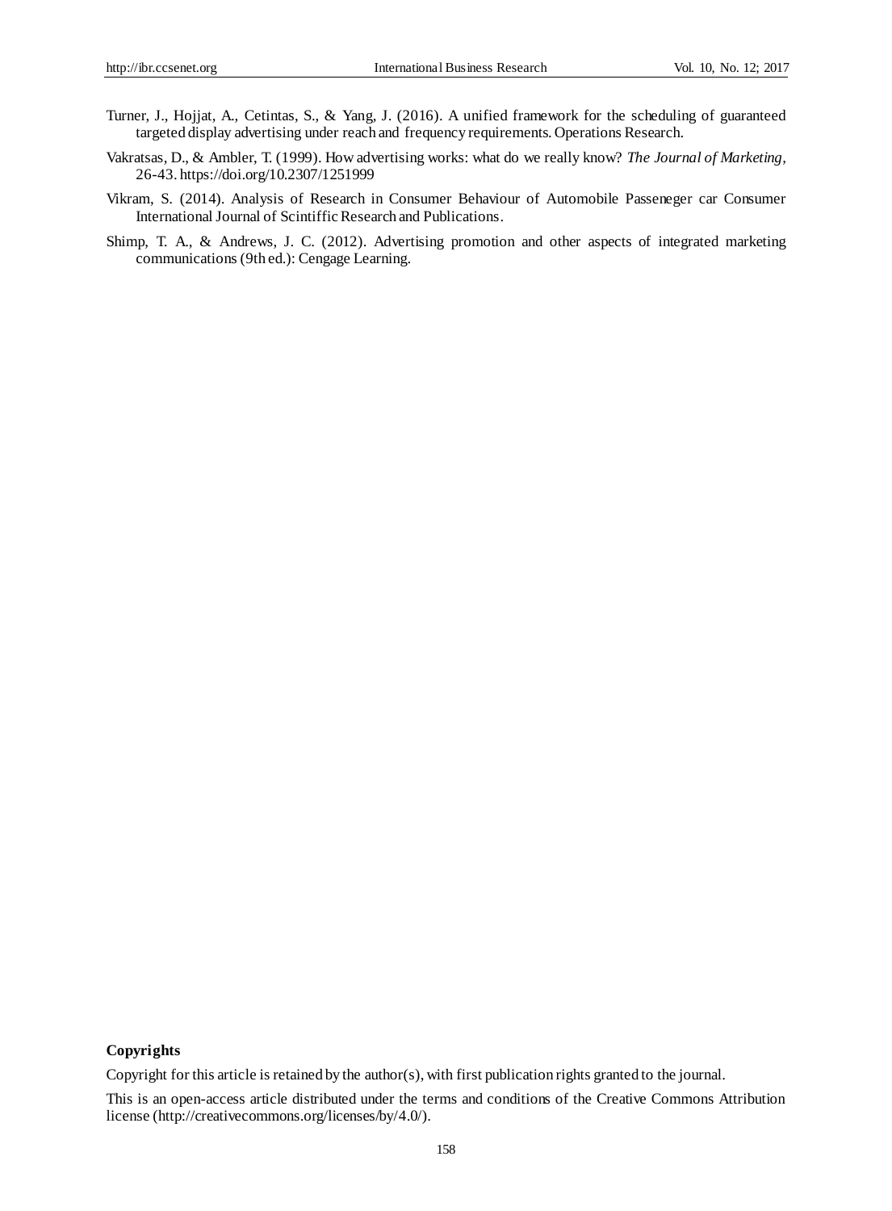Turner, J., Hojjat, A., Cetintas, S., & Yang, J. (2016). A unified framework for the scheduling of guaranteed targeted display advertising under reach and frequency requirements. Operations Research.

Vakratsas, D., & Ambler, T. (1999). How advertising works: what do we really know? *The Journal of Marketing*, 26-43. https://doi.org/10.2307/1251999

Vikram, S. (2014). Analysis of Research in Consumer Behaviour of Automobile Passeneger car Consumer International Journal of Scintiffic Research and Publications.

Shimp, T. A., & Andrews, J. C. (2012). Advertising promotion and other aspects of integrated marketing communications (9th ed.): Cengage Learning.

**Copyrights**

Copyright for this article is retained by the author(s), with first publication rights granted to the journal.

This is an open-access article distributed under the terms and conditions of the Creative Commons Attribution license (http://creativecommons.org/licenses/by/4.0/).